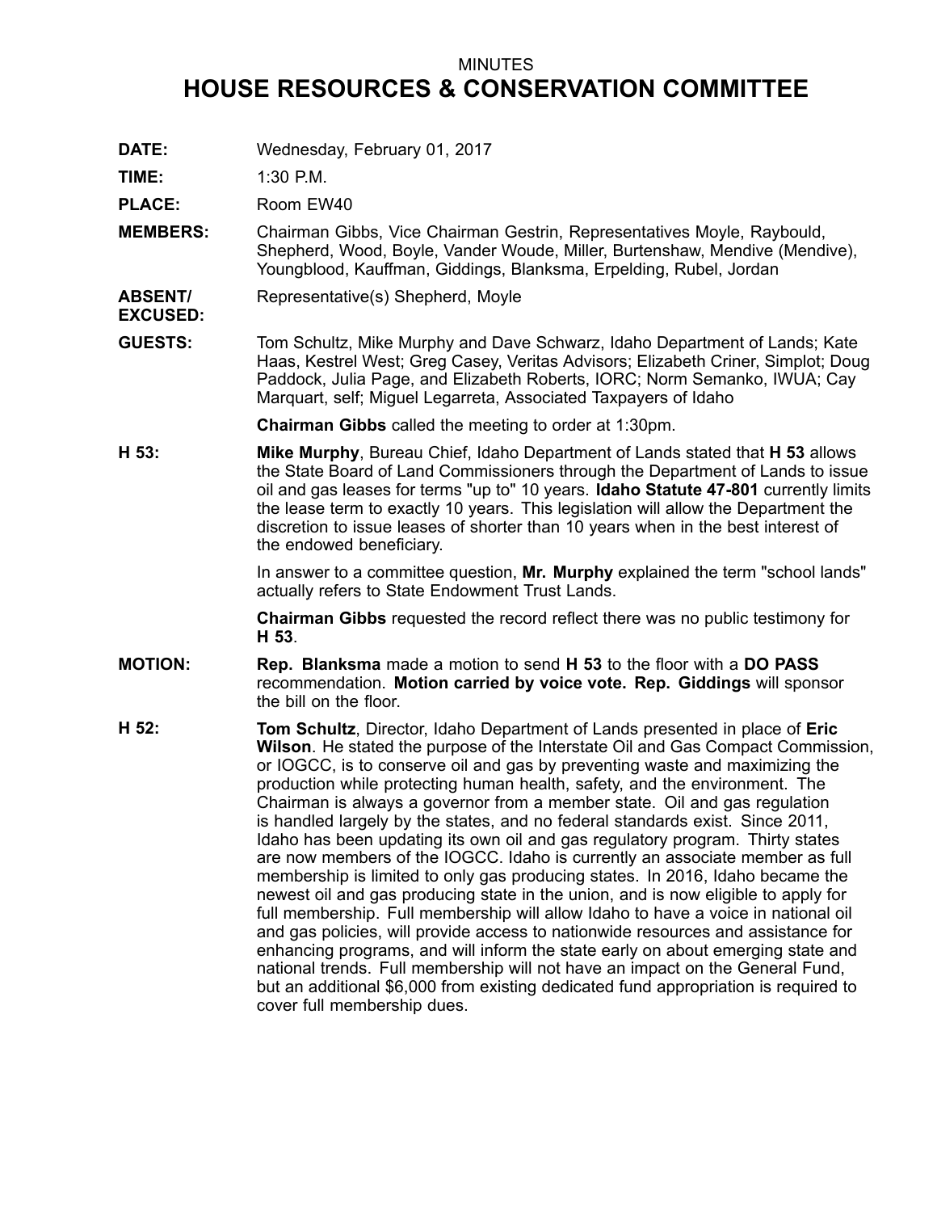MINUTES

# HOUSE RESOURCES & CONSERVATION COMMITTEE

**DATE:** Wednesday, February 01, 2017

**TIME:** 1:30 P.M.

**PLACE:** Room EW40

**MEMBERS:** Chairman Gibbs, Vice Chairman Gestrin, Representatives Moyle, Raybould, Shepherd, Wood, Boyle, Vander Woude, Miller, Burtenshaw, Mendive (Mendive), Youngblood, Kauffman, Giddings, Blanksma, Erpelding, Rubel, Jordan

**ABSENT/ EXCUSED:** Representative(s) Shepherd, Moyle

**GUESTS:** Tom Schultz, Mike Murphy and Dave Schwarz, Idaho Department of Lands; Kate Haas, Kestrel West; Greg Casey, Veritas Advisors; Elizabeth Criner, Simplot; Doug Paddock, Julia Page, and Elizabeth Roberts, IORC; Norm Semanko, IWUA; Cay Marquart, self; Miguel Legarreta, Associated Taxpayers of Idaho

**Chairman Gibbs** called the meeting to order at 1:30pm.

**H 53:** **Mike Murphy**, Bureau Chief, Idaho Department of Lands stated that **H 53** allows the State Board of Land Commissioners through the Department of Lands to issue oil and gas leases for terms "up to" 10 years. **Idaho Statute 47-801** currently limits the lease term to exactly 10 years. This legislation will allow the Department the discretion to issue leases of shorter than 10 years when in the best interest of the endowed beneficiary.

In answer to a committee question, **Mr. Murphy** explained the term "school lands" actually refers to State Endowment Trust Lands.

**Chairman Gibbs** requested the record reflect there was no public testimony for **H 53**.

**MOTION:** **Rep. Blanksma** made a motion to send **H 53** to the floor with a **DO PASS** recommendation. **Motion carried by voice vote. Rep. Giddings** will sponsor the bill on the floor.

**H 52:** **Tom Schultz**, Director, Idaho Department of Lands presented in place of **Eric Wilson**. He stated the purpose of the Interstate Oil and Gas Compact Commission, or IOGCC, is to conserve oil and gas by preventing waste and maximizing the production while protecting human health, safety, and the environment. The Chairman is always a governor from a member state. Oil and gas regulation is handled largely by the states, and no federal standards exist. Since 2011, Idaho has been updating its own oil and gas regulatory program. Thirty states are now members of the IOGCC. Idaho is currently an associate member as full membership is limited to only gas producing states. In 2016, Idaho became the newest oil and gas producing state in the union, and is now eligible to apply for full membership. Full membership will allow Idaho to have a voice in national oil and gas policies, will provide access to nationwide resources and assistance for enhancing programs, and will inform the state early on about emerging state and national trends. Full membership will not have an impact on the General Fund, but an additional $6,000 from existing dedicated fund appropriation is required to cover full membership dues.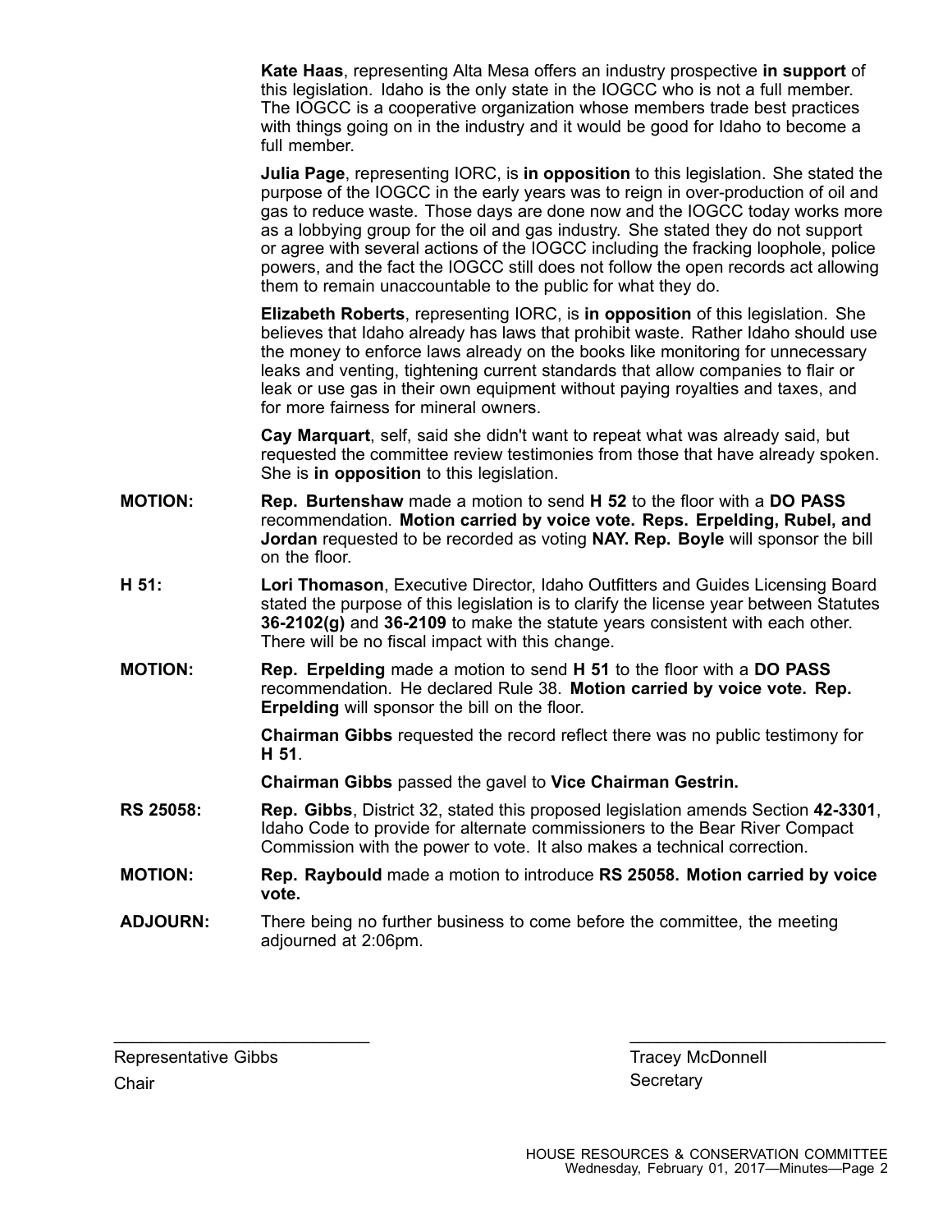**Kate Haas**, representing Alta Mesa offers an industry prospective **in support** of this legislation. Idaho is the only state in the IOGCC who is not a full member. The IOGCC is a cooperative organization whose members trade best practices with things going on in the industry and it would be good for Idaho to become a full member.

**Julia Page**, representing IORC, is **in opposition** to this legislation. She stated the purpose of the IOGCC in the early years was to reign in over-production of oil and gas to reduce waste. Those days are done now and the IOGCC today works more as a lobbying group for the oil and gas industry. She stated they do not support or agree with several actions of the IOGCC including the fracking loophole, police powers, and the fact the IOGCC still does not follow the open records act allowing them to remain unaccountable to the public for what they do.

**Elizabeth Roberts**, representing IORC, is **in opposition** of this legislation. She believes that Idaho already has laws that prohibit waste. Rather Idaho should use the money to enforce laws already on the books like monitoring for unnecessary leaks and venting, tightening current standards that allow companies to flair or leak or use gas in their own equipment without paying royalties and taxes, and for more fairness for mineral owners.

**Cay Marquart**, self, said she didn't want to repeat what was already said, but requested the committee review testimonies from those that have already spoken. She is **in opposition** to this legislation.

**MOTION:** **Rep. Burtenshaw** made a motion to send **H 52** to the floor with a **DO PASS** recommendation. **Motion carried by voice vote. Reps. Erpelding, Rubel, and Jordan** requested to be recorded as voting **NAY. Rep. Boyle** will sponsor the bill on the floor.

**H 51:** **Lori Thomason**, Executive Director, Idaho Outfitters and Guides Licensing Board stated the purpose of this legislation is to clarify the license year between Statutes **36-2102(g)** and **36-2109** to make the statute years consistent with each other. There will be no fiscal impact with this change.

**MOTION:** **Rep. Erpelding** made a motion to send **H 51** to the floor with a **DO PASS** recommendation. He declared Rule 38. **Motion carried by voice vote. Rep. Erpelding** will sponsor the bill on the floor.

**Chairman Gibbs** requested the record reflect there was no public testimony for **H 51**.

**Chairman Gibbs** passed the gavel to **Vice Chairman Gestrin.**

**RS 25058:** **Rep. Gibbs**, District 32, stated this proposed legislation amends Section **42-3301**, Idaho Code to provide for alternate commissioners to the Bear River Compact Commission with the power to vote. It also makes a technical correction.

**MOTION:** **Rep. Raybould** made a motion to introduce **RS 25058. Motion carried by voice vote.**

**ADJOURN:** There being no further business to come before the committee, the meeting adjourned at 2:06pm.

___________________________
Representative Gibbs
Chair

___________________________
Tracey McDonnell
Secretary